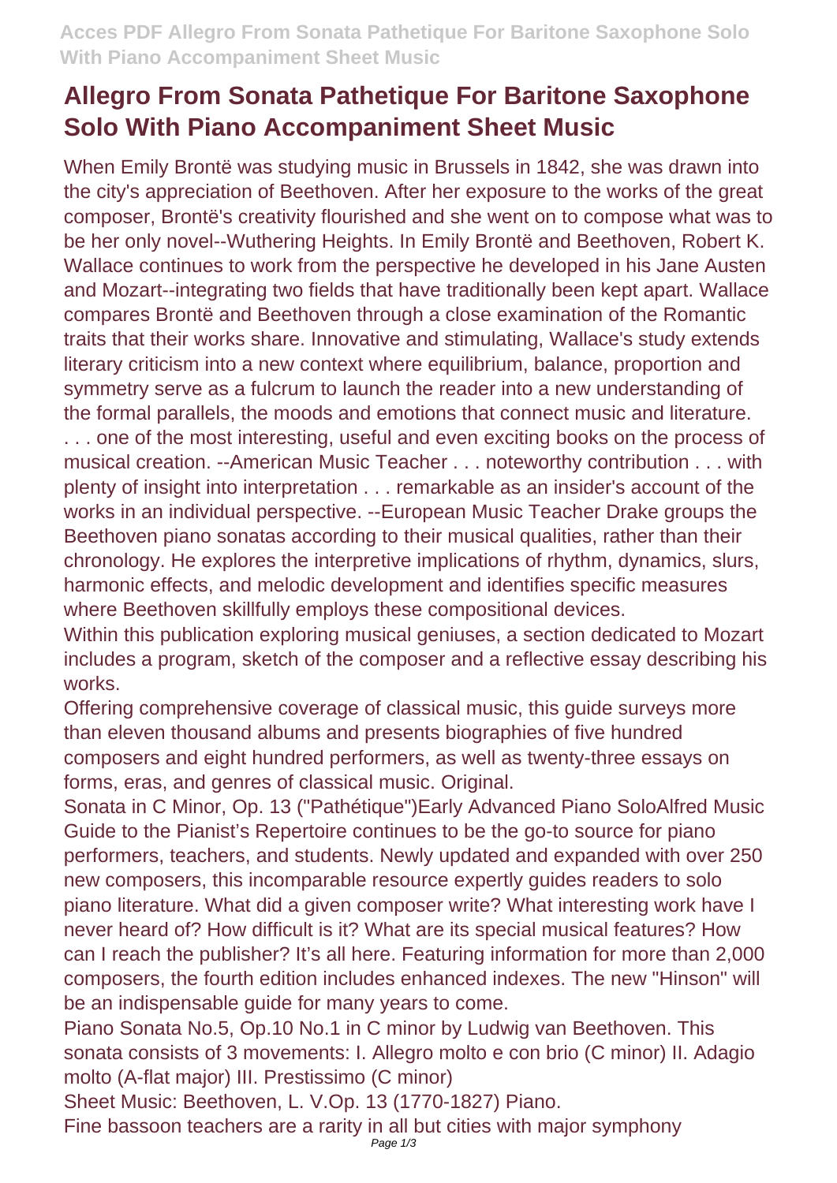# Allegro From Sonata Pathetique For Baritone Saxophone Solo With Piano Accompaniment Sheet Music

When Emily Brontë was studying music in Brussels in 1842, she was drawn into the city's appreciation of Beethoven. After her exposure to the works of the great composer, Brontë's creativity flourished and she went on to compose what was to be her only novel--Wuthering Heights. In Emily Brontë and Beethoven, Robert K. Wallace continues to work from the perspective he developed in his Jane Austen and Mozart--integrating two fields that have traditionally been kept apart. Wallace compares Brontë and Beethoven through a close examination of the Romantic traits that their works share. Innovative and stimulating, Wallace's study extends literary criticism into a new context where equilibrium, balance, proportion and symmetry serve as a fulcrum to launch the reader into a new understanding of the formal parallels, the moods and emotions that connect music and literature. . . . one of the most interesting, useful and even exciting books on the process of musical creation. --American Music Teacher . . . noteworthy contribution . . . with plenty of insight into interpretation . . . remarkable as an insider's account of the works in an individual perspective. --European Music Teacher Drake groups the Beethoven piano sonatas according to their musical qualities, rather than their chronology. He explores the interpretive implications of rhythm, dynamics, slurs, harmonic effects, and melodic development and identifies specific measures where Beethoven skillfully employs these compositional devices.

Within this publication exploring musical geniuses, a section dedicated to Mozart includes a program, sketch of the composer and a reflective essay describing his works.

Offering comprehensive coverage of classical music, this guide surveys more than eleven thousand albums and presents biographies of five hundred composers and eight hundred performers, as well as twenty-three essays on forms, eras, and genres of classical music. Original.

Sonata in C Minor, Op. 13 ("Pathétique")Early Advanced Piano SoloAlfred Music Guide to the Pianist's Repertoire continues to be the go-to source for piano performers, teachers, and students. Newly updated and expanded with over 250 new composers, this incomparable resource expertly guides readers to solo piano literature. What did a given composer write? What interesting work have I never heard of? How difficult is it? What are its special musical features? How can I reach the publisher? It's all here. Featuring information for more than 2,000 composers, the fourth edition includes enhanced indexes. The new "Hinson" will be an indispensable guide for many years to come.

Piano Sonata No.5, Op.10 No.1 in C minor by Ludwig van Beethoven. This sonata consists of 3 movements: I. Allegro molto e con brio (C minor) II. Adagio molto (A-flat major) III. Prestissimo (C minor)

Sheet Music: Beethoven, L. V.Op. 13 (1770-1827) Piano.

Fine bassoon teachers are a rarity in all but cities with major symphony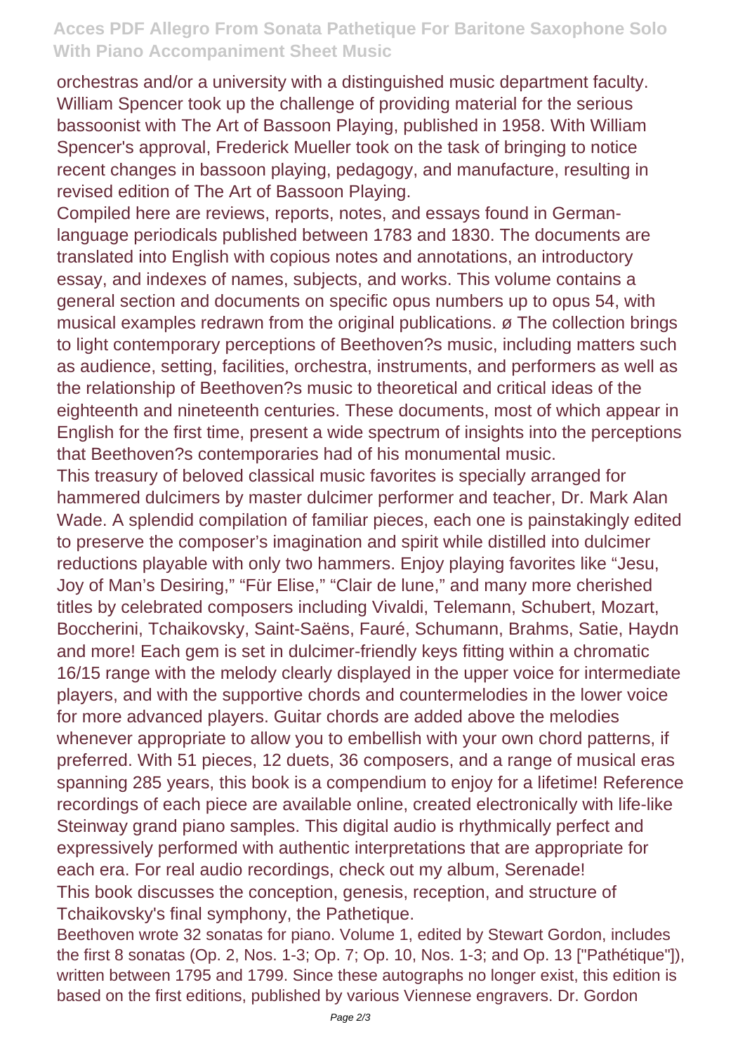orchestras and/or a university with a distinguished music department faculty. William Spencer took up the challenge of providing material for the serious bassoonist with The Art of Bassoon Playing, published in 1958. With William Spencer's approval, Frederick Mueller took on the task of bringing to notice recent changes in bassoon playing, pedagogy, and manufacture, resulting in revised edition of The Art of Bassoon Playing.

Compiled here are reviews, reports, notes, and essays found in German-language periodicals published between 1783 and 1830. The documents are translated into English with copious notes and annotations, an introductory essay, and indexes of names, subjects, and works. This volume contains a general section and documents on specific opus numbers up to opus 54, with musical examples redrawn from the original publications. ø The collection brings to light contemporary perceptions of Beethoven?s music, including matters such as audience, setting, facilities, orchestra, instruments, and performers as well as the relationship of Beethoven?s music to theoretical and critical ideas of the eighteenth and nineteenth centuries. These documents, most of which appear in English for the first time, present a wide spectrum of insights into the perceptions that Beethoven?s contemporaries had of his monumental music.

This treasury of beloved classical music favorites is specially arranged for hammered dulcimers by master dulcimer performer and teacher, Dr. Mark Alan Wade. A splendid compilation of familiar pieces, each one is painstakingly edited to preserve the composer's imagination and spirit while distilled into dulcimer reductions playable with only two hammers. Enjoy playing favorites like "Jesu, Joy of Man's Desiring," "Für Elise," "Clair de lune," and many more cherished titles by celebrated composers including Vivaldi, Telemann, Schubert, Mozart, Boccherini, Tchaikovsky, Saint-Saëns, Fauré, Schumann, Brahms, Satie, Haydn and more! Each gem is set in dulcimer-friendly keys fitting within a chromatic 16/15 range with the melody clearly displayed in the upper voice for intermediate players, and with the supportive chords and countermelodies in the lower voice for more advanced players. Guitar chords are added above the melodies whenever appropriate to allow you to embellish with your own chord patterns, if preferred. With 51 pieces, 12 duets, 36 composers, and a range of musical eras spanning 285 years, this book is a compendium to enjoy for a lifetime! Reference recordings of each piece are available online, created electronically with life-like Steinway grand piano samples. This digital audio is rhythmically perfect and expressively performed with authentic interpretations that are appropriate for each era. For real audio recordings, check out my album, Serenade!

This book discusses the conception, genesis, reception, and structure of Tchaikovsky's final symphony, the Pathetique.

Beethoven wrote 32 sonatas for piano. Volume 1, edited by Stewart Gordon, includes the first 8 sonatas (Op. 2, Nos. 1-3; Op. 7; Op. 10, Nos. 1-3; and Op. 13 ["Pathétique"]), written between 1795 and 1799. Since these autographs no longer exist, this edition is based on the first editions, published by various Viennese engravers. Dr. Gordon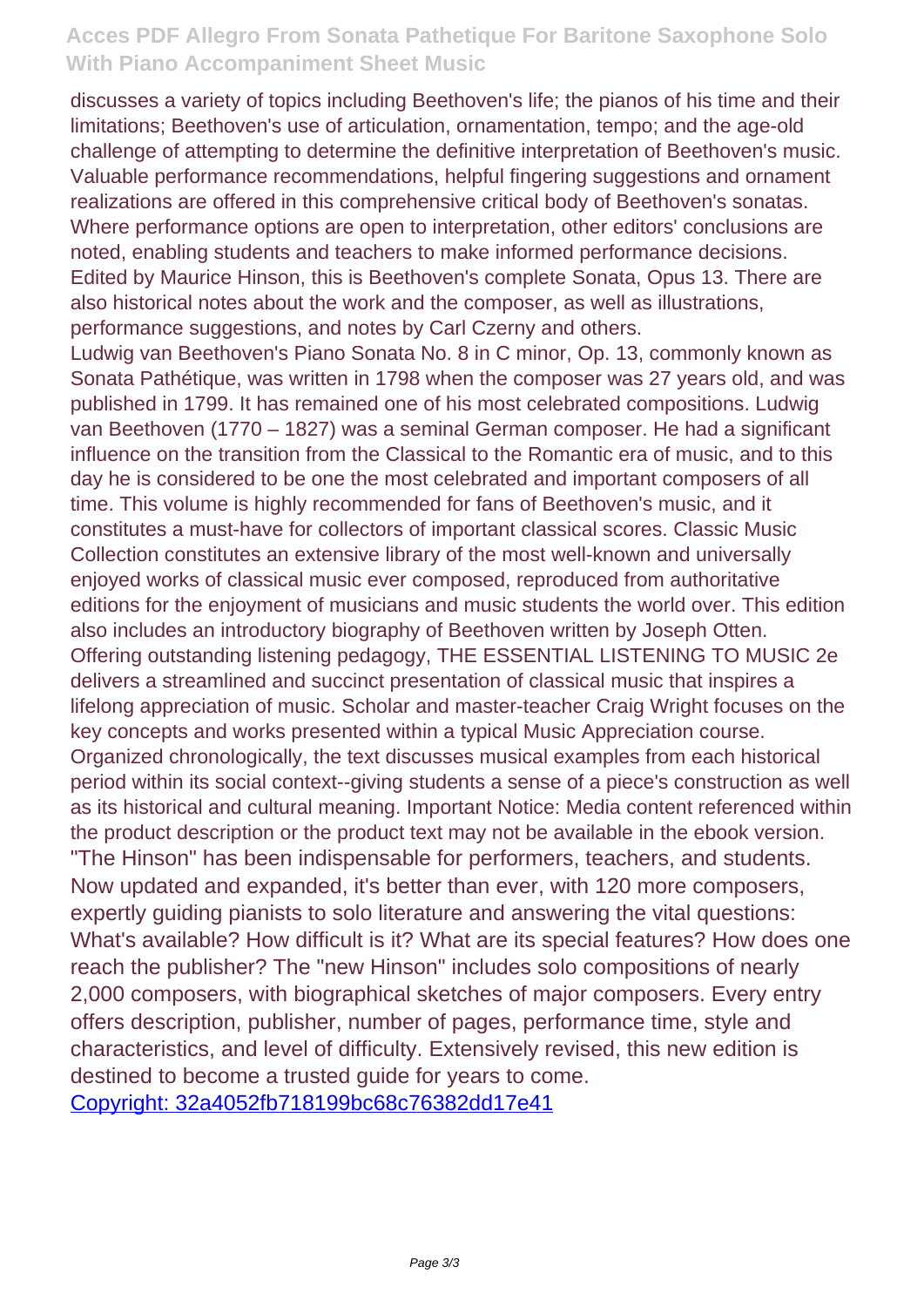discusses a variety of topics including Beethoven's life; the pianos of his time and their limitations; Beethoven's use of articulation, ornamentation, tempo; and the age-old challenge of attempting to determine the definitive interpretation of Beethoven's music. Valuable performance recommendations, helpful fingering suggestions and ornament realizations are offered in this comprehensive critical body of Beethoven's sonatas. Where performance options are open to interpretation, other editors' conclusions are noted, enabling students and teachers to make informed performance decisions. Edited by Maurice Hinson, this is Beethoven's complete Sonata, Opus 13. There are also historical notes about the work and the composer, as well as illustrations, performance suggestions, and notes by Carl Czerny and others.

Ludwig van Beethoven's Piano Sonata No. 8 in C minor, Op. 13, commonly known as Sonata Pathétique, was written in 1798 when the composer was 27 years old, and was published in 1799. It has remained one of his most celebrated compositions. Ludwig van Beethoven (1770 – 1827) was a seminal German composer. He had a significant influence on the transition from the Classical to the Romantic era of music, and to this day he is considered to be one the most celebrated and important composers of all time. This volume is highly recommended for fans of Beethoven's music, and it constitutes a must-have for collectors of important classical scores. Classic Music Collection constitutes an extensive library of the most well-known and universally enjoyed works of classical music ever composed, reproduced from authoritative editions for the enjoyment of musicians and music students the world over. This edition also includes an introductory biography of Beethoven written by Joseph Otten.

Offering outstanding listening pedagogy, THE ESSENTIAL LISTENING TO MUSIC 2e delivers a streamlined and succinct presentation of classical music that inspires a lifelong appreciation of music. Scholar and master-teacher Craig Wright focuses on the key concepts and works presented within a typical Music Appreciation course. Organized chronologically, the text discusses musical examples from each historical period within its social context--giving students a sense of a piece's construction as well as its historical and cultural meaning. Important Notice: Media content referenced within the product description or the product text may not be available in the ebook version.

"The Hinson" has been indispensable for performers, teachers, and students. Now updated and expanded, it's better than ever, with 120 more composers, expertly guiding pianists to solo literature and answering the vital questions: What's available? How difficult is it? What are its special features? How does one reach the publisher? The "new Hinson" includes solo compositions of nearly 2,000 composers, with biographical sketches of major composers. Every entry offers description, publisher, number of pages, performance time, style and characteristics, and level of difficulty. Extensively revised, this new edition is destined to become a trusted guide for years to come.

Copyright: 32a4052fb718199bc68c76382dd17e41